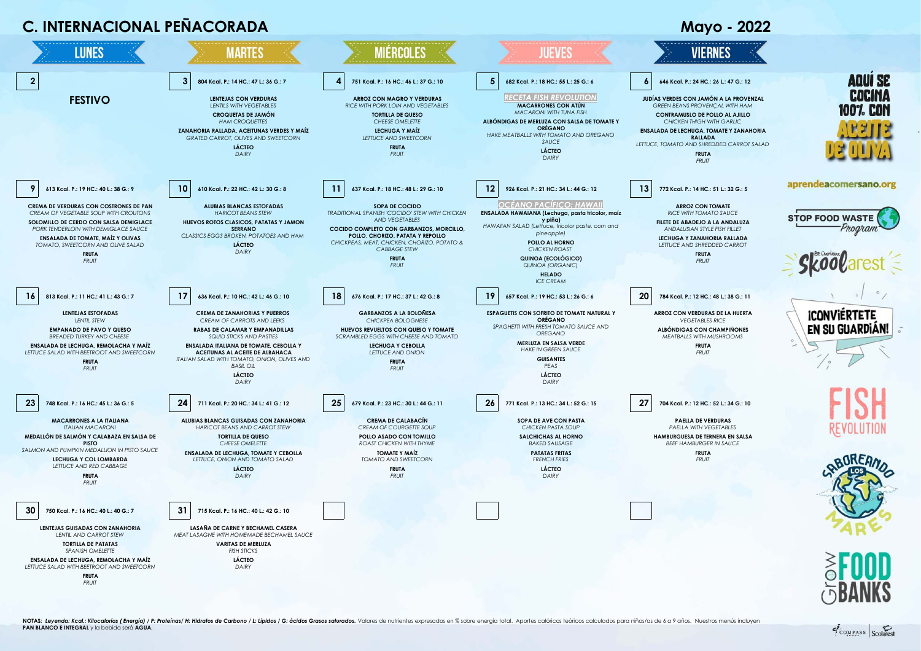# C. INTERNACIONAL PEÑACORADA

## Mayo - 2022

| LUNES | MARTES | MIÉRCOLES | JUEVES | VIERNES |
|---|---|---|---|---|
| **2**<br><br>**FESTIVO** | **3** 804 Kcal. P.: 14 HC.: 47 L.: 36 G.: 7<br><br>**LENTEJAS CON VERDURAS**<br>*LENTILS WITH VEGETABLES*<br>**CROQUETAS DE JAMÓN**<br>*HAM CROQUETTES*<br>**ZANAHORIA RALLADA, ACEITUNAS VERDES Y MAÍZ**<br>*GRATED CARROT, OLIVES AND SWEETCORN*<br>**LÁCTEO**<br>*DAIRY* | **4** 751 Kcal. P.: 16 HC.: 46 L.: 37 G.: 10<br><br>**ARROZ CON MAGRO Y VERDURAS**<br>*RICE WITH PORK LOIN AND VEGETABLES*<br>**TORTILLA DE QUESO**<br>*CHEESE OMELETTE*<br>**LECHUGA Y MAÍZ**<br>*LETTUCE AND SWEETCORN*<br>**FRUTA**<br>*FRUIT* | **5** 682 Kcal. P.: 18 HC.: 55 L.: 25 G.: 6<br><br>*RECETA FISH REVOLUTION*<br>**MACARRONES CON ATÚN**<br>*MACARONI WITH TUNA FISH*<br>**ALBÓNDIGAS DE MERLUZA CON SALSA DE TOMATE Y ORÉGANO**<br>*HAKE MEATBALLS WITH TOMATO AND OREGANO SAUCE*<br>**LÁCTEO**<br>*DAIRY* | **6** 646 Kcal. P.: 24 HC.: 26 L.: 47 G.: 12<br><br>**JUDÍAS VERDES CON JAMÓN A LA PROVENZAL**<br>*GREEN BEANS PROVENÇAL WITH HAM*<br>**CONTRAMUSLO DE POLLO AL AJILLO**<br>*CHICKEN THIGH WITH GARLIC*<br>**ENSALADA DE LECHUGA, TOMATE Y ZANAHORIA RALLADA**<br>*LETTUCE, TOMATO AND SHREDDED CARROT SALAD*<br>**FRUTA**<br>*FRUIT* |
| **9** 613 Kcal. P.: 19 HC.: 40 L.: 38 G.: 9<br><br>**CREMA DE VERDURAS CON COSTRONES DE PAN**<br>*CREAM OF VEGETABLE SOUP WITH CROUTONS*<br>**SOLOMILLO DE CERDO CON SALSA DEMIGLACE**<br>*PORK TENDERLOIN WITH DEMIGLACE SAUCE*<br>**ENSALADA DE TOMATE, MAÍZ Y OLIVAS**<br>*TOMATO, SWEETCORN AND OLIVE SALAD*<br>**FRUTA**<br>*FRUIT* | **10** 610 Kcal. P.: 22 HC.: 42 L.: 30 G.: 8<br><br>**ALUBIAS BLANCAS ESTOFADAS**<br>*HARICOT BEANS STEW*<br>**HUEVOS ROTOS CLASICOS, PATATAS Y JAMON SERRANO**<br>*CLASSICS EGGS BROKEN, POTATOES AND HAM*<br>**LÁCTEO**<br>*DAIRY* | **11** 637 Kcal. P.: 18 HC.: 48 L.: 29 G.: 10<br><br>**SOPA DE COCIDO**<br>*TRADITIONAL SPANISH 'COCIDO' STEW WITH CHICKEN AND VEGETABLES*<br>**COCIDO COMPLETO CON GARBANZOS, MORCILLO, POLLO, CHORIZO, PATATA Y REPOLLO**<br>*CHICKPEAS, MEAT, CHICKEN, CHORIZO, POTATO & CABBAGE STEW*<br>**FRUTA**<br>*FRUIT* | **12** 926 Kcal. P.: 21 HC.: 34 L.: 44 G.: 12<br><br>*OCÉANO PACÍFICO: HAWAII*<br>**ENSALADA HAWAIANA (Lechuga, pasta tricolor, maíz y piña)**<br>*HAWAIIAN SALAD (Lettuce, tricolor paste, corn and pineapple)*<br>**POLLO AL HORNO**<br>*CHICKEN ROAST*<br>**QUINOA (ECOLÓGICO)**<br>*QUINOA (ORGANIC)*<br>**HELADO**<br>*ICE CREAM* | **13** 772 Kcal. P.: 14 HC.: 51 L.: 32 G.: 5<br><br>**ARROZ CON TOMATE**<br>*RICE WITH TOMATO SAUCE*<br>**FILETE DE ABADEJO A LA ANDALUZA**<br>*ANDALUSIAN STYLE FISH FILLET*<br>**LECHUGA Y ZANAHORIA RALLADA**<br>*LETTUCE AND SHREDDED CARROT*<br>**FRUTA**<br>*FRUIT* |
| **16** 813 Kcal. P.: 11 HC.: 41 L.: 43 G.: 7<br><br>**LENTEJAS ESTOFADAS**<br>*LENTIL STEW*<br>**EMPANADO DE PAVO Y QUESO**<br>*BREADED TURKEY AND CHEESE*<br>**ENSALADA DE LECHUGA, REMOLACHA Y MAÍZ**<br>*LETTUCE SALAD WITH BEETROOT AND SWEETCORN*<br>**FRUTA**<br>*FRUIT* | **17** 636 Kcal. P.: 10 HC.: 42 L.: 46 G.: 10<br><br>**CREMA DE ZANAHORIAS Y PUERROS**<br>*CREAM OF CARROTS AND LEEKS*<br>**RABAS DE CALAMAR Y EMPANADILLAS**<br>*SQUID STICKS AND PASTIES*<br>**ENSALADA ITALIANA DE TOMATE, CEBOLLA Y ACEITUNAS AL ACEITE DE ALBAHACA**<br>*ITALIAN SALAD WITH TOMATO, ONION, OLIVES AND BASIL OIL*<br>**LÁCTEO**<br>*DAIRY* | **18** 676 Kcal. P.: 17 HC.: 37 L.: 42 G.: 8<br><br>**GARBANZOS A LA BOLOÑESA**<br>*CHICKPEA BOLOGNESE*<br>**HUEVOS REVUELTOS CON QUESO Y TOMATE**<br>*SCRAMBLED EGGS WITH CHEESE AND TOMATO*<br>**LECHUGA Y CEBOLLA**<br>*LETTUCE AND ONION*<br>**FRUTA**<br>*FRUIT* | **19** 657 Kcal. P.: 19 HC.: 53 L.: 26 G.: 6<br><br>**ESPAGUETIS CON SOFRITO DE TOMATE NATURAL Y ORÉGANO**<br>*SPAGHETTI WITH FRESH TOMATO SAUCE AND OREGANO*<br>**MERLUZA EN SALSA VERDE**<br>*HAKE IN GREEN SAUCE*<br>**GUISANTES**<br>*PEAS*<br>**LÁCTEO**<br>*DAIRY* | **20** 784 Kcal. P.: 12 HC.: 48 L.: 38 G.: 11<br><br>**ARROZ CON VERDURAS DE LA HUERTA**<br>*VEGETABLES RICE*<br>**ALBÓNDIGAS CON CHAMPIÑONES**<br>*MEATBALLS WITH MUSHROOMS*<br>**FRUTA**<br>*FRUIT* |
| **23** 748 Kcal. P.: 16 HC.: 45 L.: 36 G.: 5<br><br>**MACARRONES A LA ITALIANA**<br>*ITALIAN MACARONI*<br>**MEDALLÓN DE SALMÓN Y CALABAZA EN SALSA DE PISTO**<br>*SALMON AND PUMPKIN MEDALLION IN PISTO SAUCE*<br>**LECHUGA Y COL LOMBARDA**<br>*LETTUCE AND RED CABBAGE*<br>**FRUTA**<br>*FRUIT* | **24** 711 Kcal. P.: 20 HC.: 34 L.: 41 G.: 12<br><br>**ALUBIAS BLANCAS GUISADAS CON ZANAHORIA**<br>*HARICOT BEANS AND CARROT STEW*<br>**TORTILLA DE QUESO**<br>*CHEESE OMELETTE*<br>**ENSALADA DE LECHUGA, TOMATE Y CEBOLLA**<br>*LETTUCE, ONION AND TOMATO SALAD*<br>**LÁCTEO**<br>*DAIRY* | **25** 679 Kcal. P.: 23 HC.: 30 L.: 44 G.: 11<br><br>**CREMA DE CALABACÍN**<br>*CREAM OF COURGETTE SOUP*<br>**POLLO ASADO CON TOMILLO**<br>*ROAST CHICKEN WITH THYME*<br>**TOMATE Y MAÍZ**<br>*TOMATO AND SWEETCORN*<br>**FRUTA**<br>*FRUIT* | **26** 771 Kcal. P.: 13 HC.: 34 L.: 52 G.: 15<br><br>**SOPA DE AVE CON PASTA**<br>*CHICKEN PASTA SOUP*<br>**SALCHICHAS AL HORNO**<br>*BAKED SAUSAGE*<br>**PATATAS FRITAS**<br>*FRENCH FRIES*<br>**LÁCTEO**<br>*DAIRY* | **27** 704 Kcal. P.: 12 HC.: 52 L.: 34 G.: 10<br><br>**PAELLA DE VERDURAS**<br>*PAELLA WITH VEGETABLES*<br>**HAMBURGUESA DE TERNERA EN SALSA**<br>*BEEF HAMBURGER IN SAUCE*<br>**FRUTA**<br>*FRUIT* |
| **30** 750 Kcal. P.: 16 HC.: 40 L.: 40 G.: 7<br><br>**LENTEJAS GUISADAS CON ZANAHORIA**<br>*LENTIL AND CARROT STEW*<br>**TORTILLA DE PATATAS**<br>*SPANISH OMELETTE*<br>**ENSALADA DE LECHUGA, REMOLACHA Y MAÍZ**<br>*LETTUCE SALAD WITH BEETROOT AND SWEETCORN*<br>**FRUTA**<br>*FRUIT* | **31** 715 Kcal. P.: 16 HC.: 40 L.: 42 G.: 10<br><br>**LASAÑA DE CARNE Y BECHAMEL CASERA**<br>*MEAT LASAGNE WITH HOMEMADE BECHAMEL SAUCE*<br>**VARITAS DE MERLUZA**<br>*FISH STICKS*<br>**LÁCTEO**<br>*DAIRY* | | | |

AQUÍ SE COCINA 100% CON ACEITE DE OLIVA

aprendeacomersano.org

STOP FOOD WASTE Program

Skoolarest

¡CONVIÉRTETE EN SU GUARDIÁN!

FISH REVOLUTION

SABOREANDO LOS MARES

Grow FOOD BANKS

**NOTAS:** ***Leyenda: Kcal.: Kilocalorías ( Energía) / P: Proteínas/ H: Hidratos de Carbono / L: Lípidos / G: ácidos Grasos saturados.*** Valores de nutrientes expresados en % sobre energía total. Aportes calóricos teóricos calculados para niños/as de 6 a 9 años. Nuestros menús incluyen **PAN BLANCO E INTEGRAL** y la bebida será **AGUA.**

COMPASS | Scolarest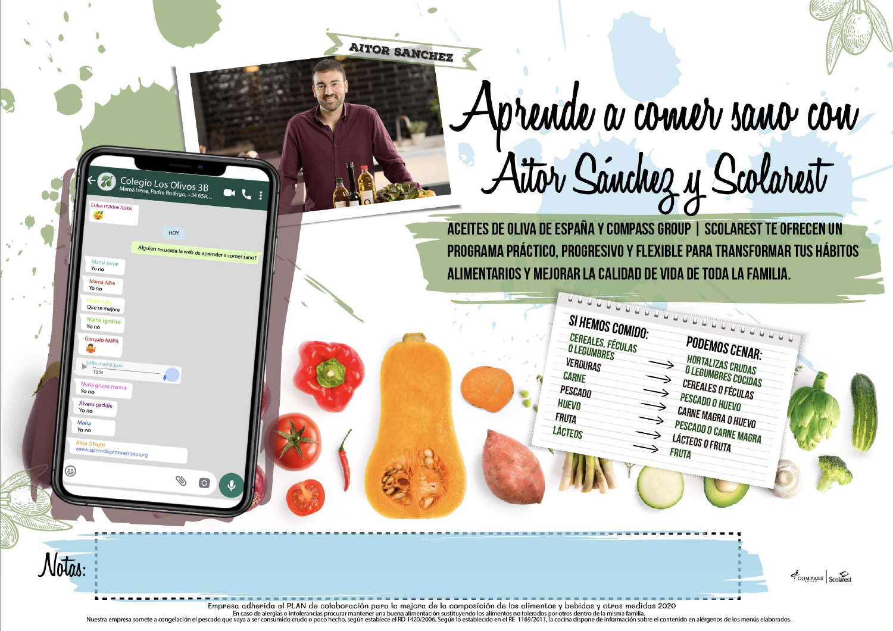AITOR SANCHEZ

# Aprende a comer sano con Aitor Sánchez y Scolarest

ACEITES DE OLIVA DE ESPAÑA Y COMPASS GROUP | SCOLAREST TE OFRECEN UN PROGRAMA PRÁCTICO, PROGRESIVO Y FLEXIBLE PARA TRANSFORMAR TUS HÁBITOS ALIMENTARIOS Y MEJORAR LA CALIDAD DE VIDA DE TODA LA FAMILIA.

Colegio Los Olivos 3B
Mamá Irene, Padre Rodrigo, +34 658...

Luisa madre Jesús

HOY

Alguien recuerda la web de aprender a comer sano?

Mamá Irene: Yo no

Mamá Alba: Yo no

Papá Julia: Que se mejore

Mamá Ignacio: Yo no

Gonzalo AMPA

Sofía mamá Juan: 13:54

Nuria grupo mamis: Yo no

Álvaro paddle: Yo no

María: Yo no

Aitor S Nutri: www.aprendeacomersano.org

| SI HEMOS COMIDO: | | PODEMOS CENAR: |
|---|---|---|
| CEREALES, FÉCULAS O LEGUMBRES | → | HORTALIZAS CRUDAS O LEGUMBRES COCIDAS |
| VERDURAS | → | CEREALES O FÉCULAS |
| CARNE | → | PESCADO O HUEVO |
| PESCADO | → | CARNE MAGRA O HUEVO |
| HUEVO | → | PESCADO O CARNE MAGRA |
| FRUTA | → | LÁCTEOS O FRUTA |
| LÁCTEOS | → | FRUTA |

Notas:

COMPASS GROUP | Scolarest

Empresa adherida al PLAN de colaboración para la mejora de la composición de los alimentos y bebidas y otras medidas 2020

En caso de alergias o intolerancias procurar mantener una buena alimentación sustituyendo los alimentos no tolerados por otros dentro de la misma familia.

Nuestra empresa somete a congelación el pescado que vaya a ser consumido crudo o poco hecho, según establece el RD 1420/2006. Según lo establecido en el RE 1169/2011, la cocina dispone de información sobre el contenido en alérgenos de los menús elaborados.